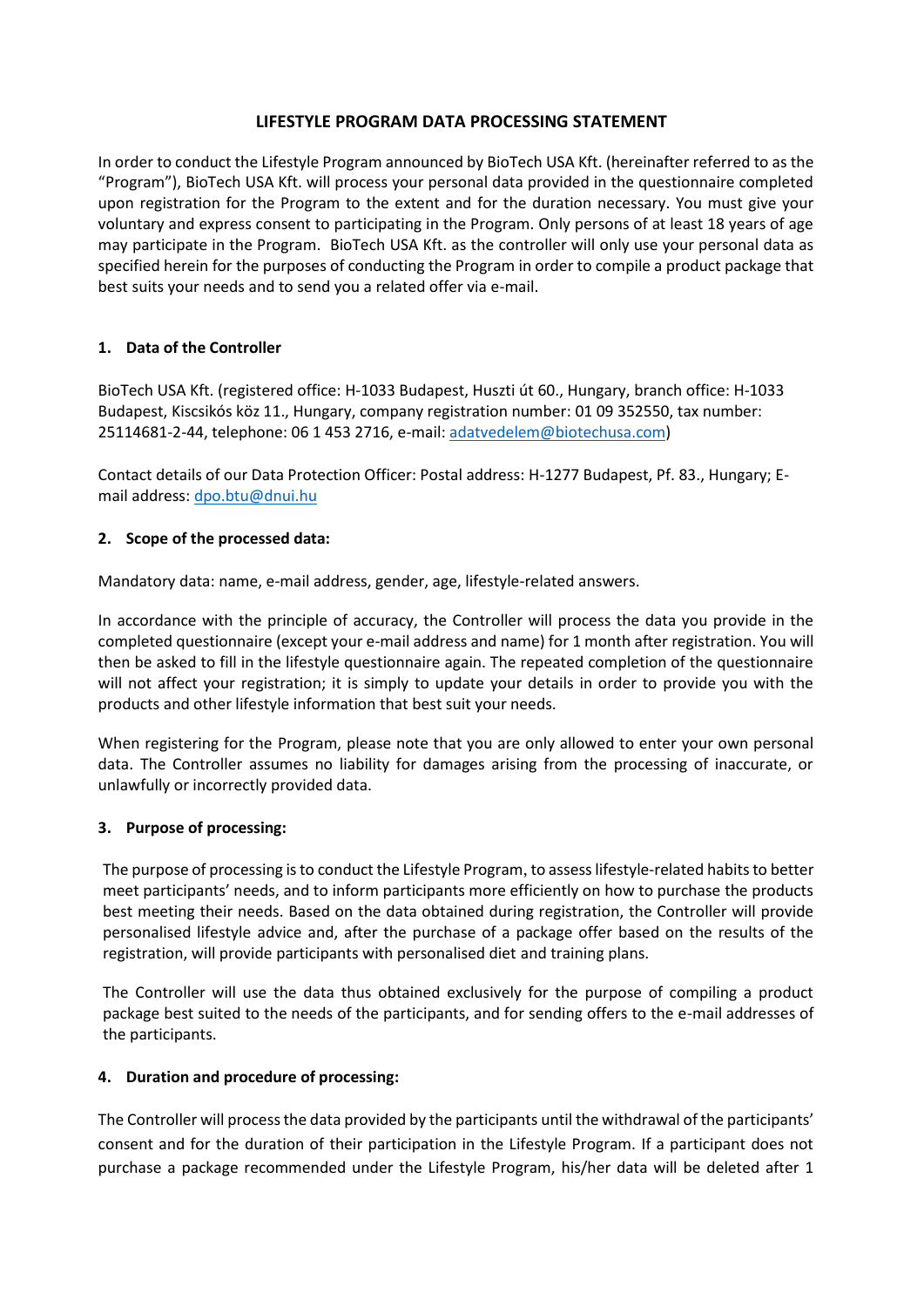# LIFESTYLE PROGRAM DATA PROCESSING STATEMENT

In order to conduct the Lifestyle Program announced by BioTech USA Kft. (hereinafter referred to as the "Program"), BioTech USA Kft. will process your personal data provided in the questionnaire completed upon registration for the Program to the extent and for the duration necessary. You must give your voluntary and express consent to participating in the Program. Only persons of at least 18 years of age may participate in the Program. BioTech USA Kft. as the controller will only use your personal data as specified herein for the purposes of conducting the Program in order to compile a product package that best suits your needs and to send you a related offer via e-mail.

## 1. Data of the Controller

BioTech USA Kft. (registered office: H-1033 Budapest, Huszti út 60., Hungary, branch office: H-1033 Budapest, Kiscsikós köz 11., Hungary, company registration number: 01 09 352550, tax number: 25114681-2-44, telephone: 06 1 453 2716, e-mail: adatvedelem@biotechusa.com)

Contact details of our Data Protection Officer: Postal address: H-1277 Budapest, Pf. 83., Hungary; E-mail address: dpo.btu@dnui.hu

## 2. Scope of the processed data:

Mandatory data: name, e-mail address, gender, age, lifestyle-related answers.

In accordance with the principle of accuracy, the Controller will process the data you provide in the completed questionnaire (except your e-mail address and name) for 1 month after registration. You will then be asked to fill in the lifestyle questionnaire again. The repeated completion of the questionnaire will not affect your registration; it is simply to update your details in order to provide you with the products and other lifestyle information that best suit your needs.

When registering for the Program, please note that you are only allowed to enter your own personal data. The Controller assumes no liability for damages arising from the processing of inaccurate, or unlawfully or incorrectly provided data.

## 3. Purpose of processing:

The purpose of processing is to conduct the Lifestyle Program, to assess lifestyle-related habits to better meet participants' needs, and to inform participants more efficiently on how to purchase the products best meeting their needs. Based on the data obtained during registration, the Controller will provide personalised lifestyle advice and, after the purchase of a package offer based on the results of the registration, will provide participants with personalised diet and training plans.

The Controller will use the data thus obtained exclusively for the purpose of compiling a product package best suited to the needs of the participants, and for sending offers to the e-mail addresses of the participants.

## 4. Duration and procedure of processing:

The Controller will process the data provided by the participants until the withdrawal of the participants' consent and for the duration of their participation in the Lifestyle Program. If a participant does not purchase a package recommended under the Lifestyle Program, his/her data will be deleted after 1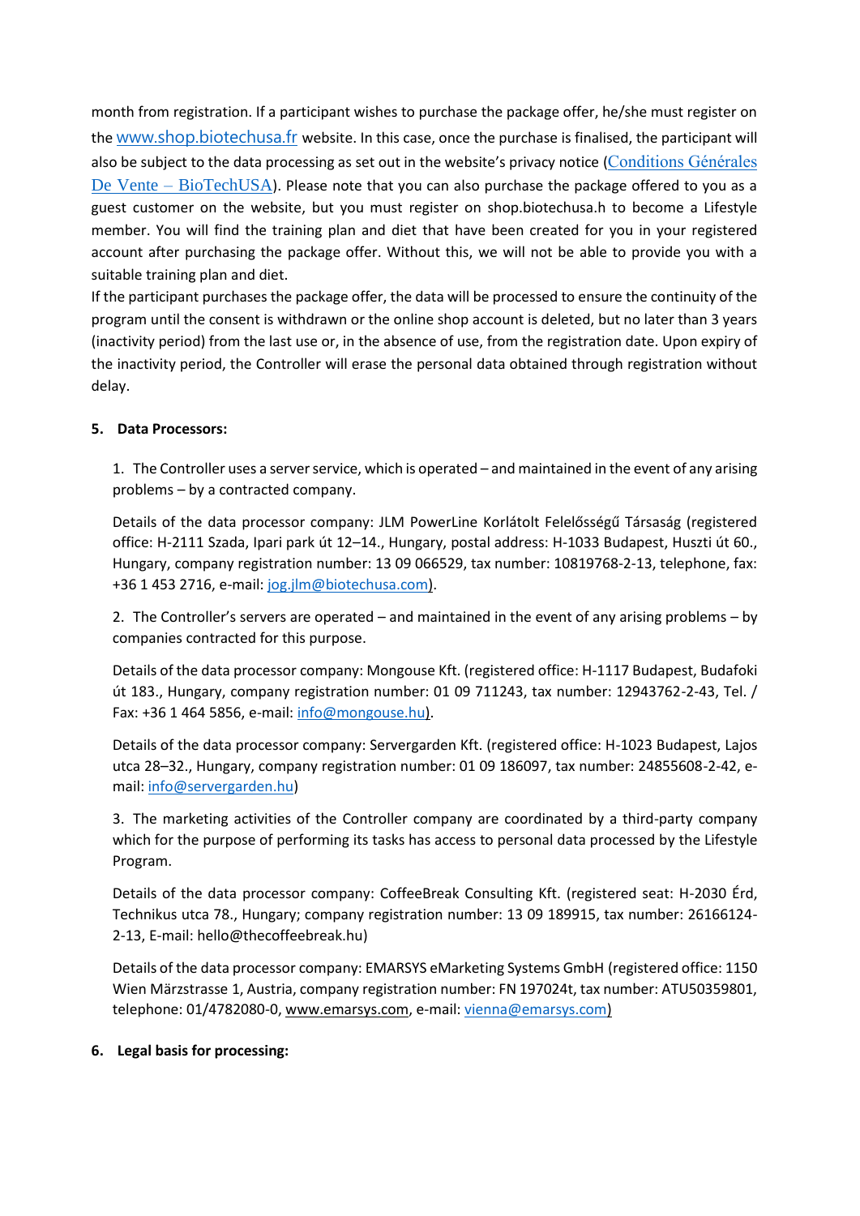month from registration. If a participant wishes to purchase the package offer, he/she must register on the www.shop.biotechusa.fr website. In this case, once the purchase is finalised, the participant will also be subject to the data processing as set out in the website's privacy notice (Conditions Générales De Vente – BioTechUSA). Please note that you can also purchase the package offered to you as a guest customer on the website, but you must register on shop.biotechusa.h to become a Lifestyle member. You will find the training plan and diet that have been created for you in your registered account after purchasing the package offer. Without this, we will not be able to provide you with a suitable training plan and diet.

If the participant purchases the package offer, the data will be processed to ensure the continuity of the program until the consent is withdrawn or the online shop account is deleted, but no later than 3 years (inactivity period) from the last use or, in the absence of use, from the registration date. Upon expiry of the inactivity period, the Controller will erase the personal data obtained through registration without delay.

**5. Data Processors:**

1. The Controller uses a server service, which is operated – and maintained in the event of any arising problems – by a contracted company.

   Details of the data processor company: JLM PowerLine Korlátolt Felelősségű Társaság (registered office: H-2111 Szada, Ipari park út 12–14., Hungary, postal address: H-1033 Budapest, Huszti út 60., Hungary, company registration number: 13 09 066529, tax number: 10819768-2-13, telephone, fax: +36 1 453 2716, e-mail: jog.jlm@biotechusa.com).

2. The Controller's servers are operated – and maintained in the event of any arising problems – by companies contracted for this purpose.

   Details of the data processor company: Mongouse Kft. (registered office: H-1117 Budapest, Budafoki út 183., Hungary, company registration number: 01 09 711243, tax number: 12943762-2-43, Tel. / Fax: +36 1 464 5856, e-mail: info@mongouse.hu).

   Details of the data processor company: Servergarden Kft. (registered office: H-1023 Budapest, Lajos utca 28–32., Hungary, company registration number: 01 09 186097, tax number: 24855608-2-42, e-mail: info@servergarden.hu)

3. The marketing activities of the Controller company are coordinated by a third-party company which for the purpose of performing its tasks has access to personal data processed by the Lifestyle Program.

   Details of the data processor company: CoffeeBreak Consulting Kft. (registered seat: H-2030 Érd, Technikus utca 78., Hungary; company registration number: 13 09 189915, tax number: 26166124-2-13, E-mail: hello@thecoffeebreak.hu)

   Details of the data processor company: EMARSYS eMarketing Systems GmbH (registered office: 1150 Wien Märzstrasse 1, Austria, company registration number: FN 197024t, tax number: ATU50359801, telephone: 01/4782080-0, www.emarsys.com, e-mail: vienna@emarsys.com)

**6. Legal basis for processing:**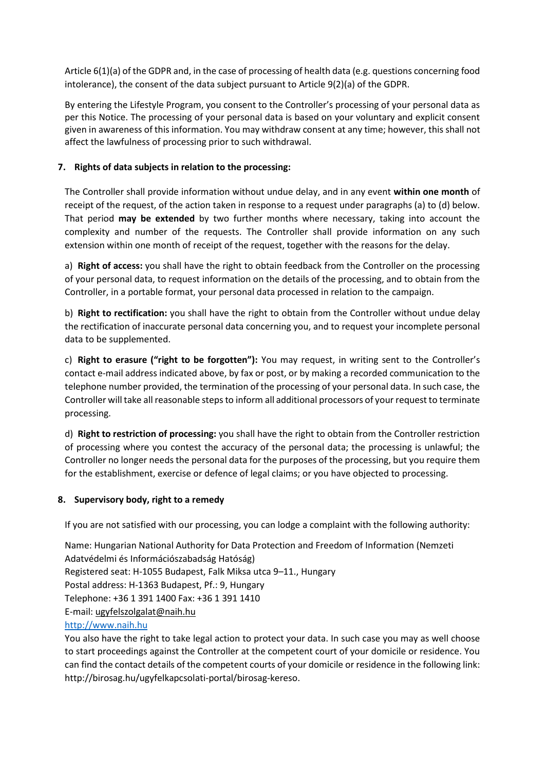Article 6(1)(a) of the GDPR and, in the case of processing of health data (e.g. questions concerning food intolerance), the consent of the data subject pursuant to Article 9(2)(a) of the GDPR.

By entering the Lifestyle Program, you consent to the Controller's processing of your personal data as per this Notice. The processing of your personal data is based on your voluntary and explicit consent given in awareness of this information. You may withdraw consent at any time; however, this shall not affect the lawfulness of processing prior to such withdrawal.

## 7. Rights of data subjects in relation to the processing:

The Controller shall provide information without undue delay, and in any event **within one month** of receipt of the request, of the action taken in response to a request under paragraphs (a) to (d) below. That period **may be extended** by two further months where necessary, taking into account the complexity and number of the requests. The Controller shall provide information on any such extension within one month of receipt of the request, together with the reasons for the delay.

a) **Right of access:** you shall have the right to obtain feedback from the Controller on the processing of your personal data, to request information on the details of the processing, and to obtain from the Controller, in a portable format, your personal data processed in relation to the campaign.

b) **Right to rectification:** you shall have the right to obtain from the Controller without undue delay the rectification of inaccurate personal data concerning you, and to request your incomplete personal data to be supplemented.

c) **Right to erasure ("right to be forgotten"):** You may request, in writing sent to the Controller's contact e-mail address indicated above, by fax or post, or by making a recorded communication to the telephone number provided, the termination of the processing of your personal data. In such case, the Controller will take all reasonable steps to inform all additional processors of your request to terminate processing.

d) **Right to restriction of processing:** you shall have the right to obtain from the Controller restriction of processing where you contest the accuracy of the personal data; the processing is unlawful; the Controller no longer needs the personal data for the purposes of the processing, but you require them for the establishment, exercise or defence of legal claims; or you have objected to processing.

## 8. Supervisory body, right to a remedy

If you are not satisfied with our processing, you can lodge a complaint with the following authority:

Name: Hungarian National Authority for Data Protection and Freedom of Information (Nemzeti Adatvédelmi és Információszabadság Hatóság)
Registered seat: H-1055 Budapest, Falk Miksa utca 9–11., Hungary
Postal address: H-1363 Budapest, Pf.: 9, Hungary
Telephone: +36 1 391 1400 Fax: +36 1 391 1410
E-mail: ugyfelszolgalat@naih.hu
http://www.naih.hu

You also have the right to take legal action to protect your data. In such case you may as well choose to start proceedings against the Controller at the competent court of your domicile or residence. You can find the contact details of the competent courts of your domicile or residence in the following link: http://birosag.hu/ugyfelkapcsolati-portal/birosag-kereso.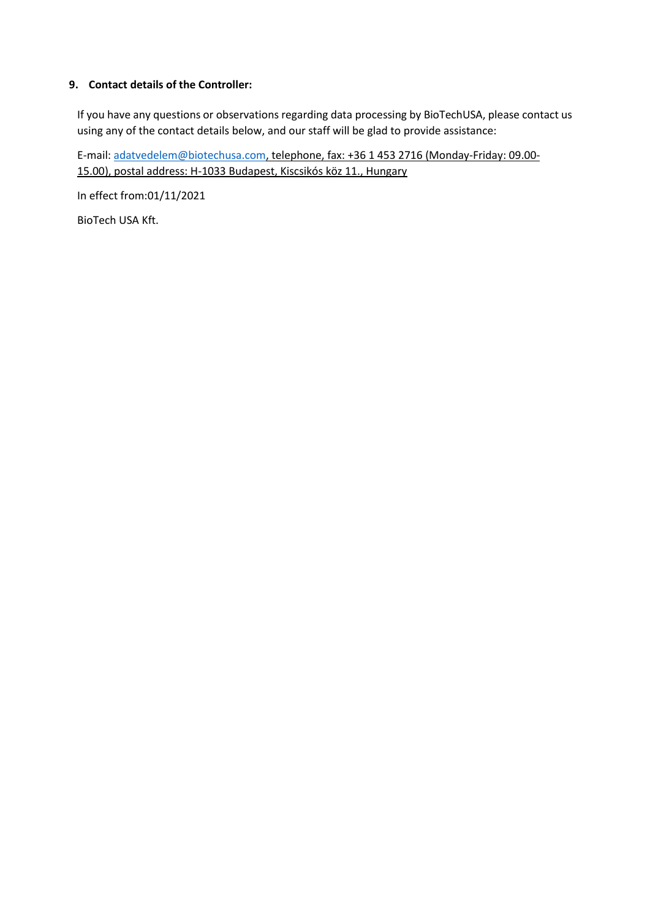### 9. Contact details of the Controller:

If you have any questions or observations regarding data processing by BioTechUSA, please contact us using any of the contact details below, and our staff will be glad to provide assistance:

E-mail: adatvedelem@biotechusa.com, telephone, fax: +36 1 453 2716 (Monday-Friday: 09.00-15.00), postal address: H-1033 Budapest, Kiscsikós köz 11., Hungary

In effect from:01/11/2021

BioTech USA Kft.